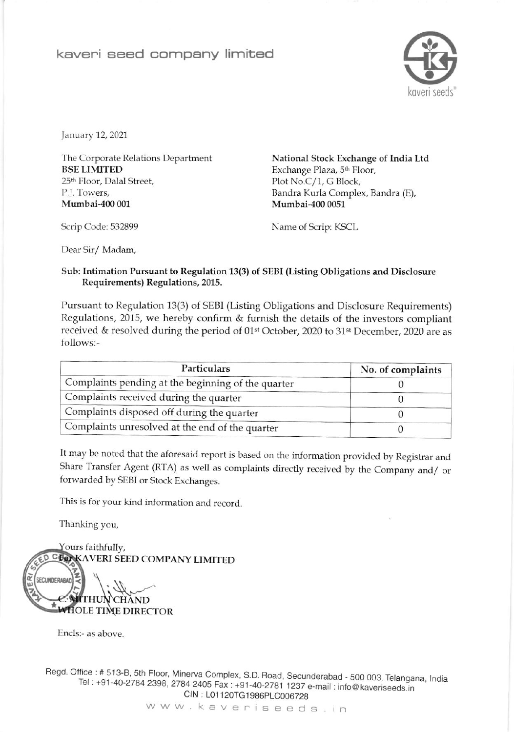# kaveri seed company limited

January 12, 2021

The Corporate Relations Department
**BSE LIMITED**
25th Floor, Dalal Street,
P.J. Towers,
**Mumbai-400 001**

**National Stock Exchange of India Ltd**
Exchange Plaza, 5th Floor,
Plot No.C/1, G Block,
Bandra Kurla Complex, Bandra (E),
**Mumbai-400 0051**

Scrip Code: 532899

Name of Scrip: KSCL

Dear Sir/ Madam,

**Sub: Intimation Pursuant to Regulation 13(3) of SEBI (Listing Obligations and Disclosure Requirements) Regulations, 2015.**

Pursuant to Regulation 13(3) of SEBI (Listing Obligations and Disclosure Requirements) Regulations, 2015, we hereby confirm & furnish the details of the investors compliant received & resolved during the period of 01st October, 2020 to 31st December, 2020 are as follows:-

| Particulars | No. of complaints |
|---|---|
| Complaints pending at the beginning of the quarter | 0 |
| Complaints received during the quarter | 0 |
| Complaints disposed off during the quarter | 0 |
| Complaints unresolved at the end of the quarter | 0 |

It may be noted that the aforesaid report is based on the information provided by Registrar and Share Transfer Agent (RTA) as well as complaints directly received by the Company and/ or forwarded by SEBI or Stock Exchanges.

This is for your kind information and record.

Thanking you,

Yours faithfully,
**For KAVERI SEED COMPANY LIMITED**

**C. MITHUN CHAND**
**WHOLE TIME DIRECTOR**

Encls:- as above.

Regd. Office : # 513-B, 5th Floor, Minerva Complex, S.D. Road, Secunderabad - 500 003. Telangana, India
Tel : +91-40-2784 2398, 2784 2405 Fax : +91-40-2781 1237 e-mail : info@kaveriseeds.in
CIN : L01120TG1986PLC006728
www.kaveriseeds.in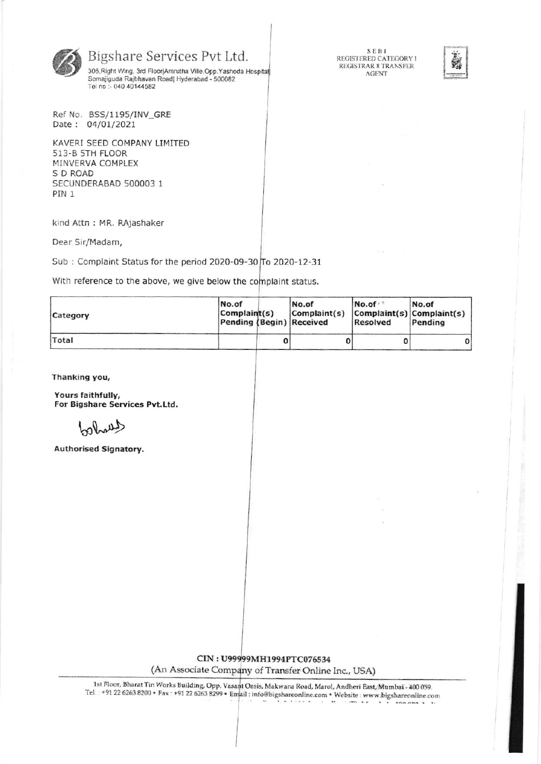# Bigshare Services Pvt Ltd.

306,Right Wing, 3rd Floor|Amrutha Ville,Opp.Yashoda Hospital
Somajiguda Rajbhavan Road| Hyderabad - 500082
Tel no :- 040 40144582

SEBI
REGISTERED CATEGORY I
REGISTRAR & TRANSFER
AGENT

Ref No. BSS/1195/INV_GRE
Date : 04/01/2021

KAVERI SEED COMPANY LIMITED
513-B 5TH FLOOR
MINVERVA COMPLEX
S D ROAD
SECUNDERABAD 500003 1
PIN 1

kind Attn : MR. RAjashaker

Dear Sir/Madam,

Sub : Complaint Status for the period 2020-09-30 To 2020-12-31

With reference to the above, we give below the complaint status.

| Category | No.of Complaint(s) Pending (Begin) | No.of Complaint(s) Received | No.of Complaint(s) Resolved | No.of Complaint(s) Pending |
|---|---|---|---|---|
| Total | 0 | 0 | 0 | 0 |

**Thanking you,**

**Yours faithfully,**
**For Bigshare Services Pvt.Ltd.**

**Authorised Signatory.**

**CIN : U99999MH1994PTC076534**
(An Associate Company of Transfer Online Inc., USA)

1st Floor, Bharat Tin Works Building, Opp. Vasant Oasis, Makwana Road, Marol, Andheri East, Mumbai - 400 059.
Tel. : +91 22 6263 8200 • Fax : +91 22 6263 8299 • Email : info@bigshareonline.com • Website : www.bigshareonline.com